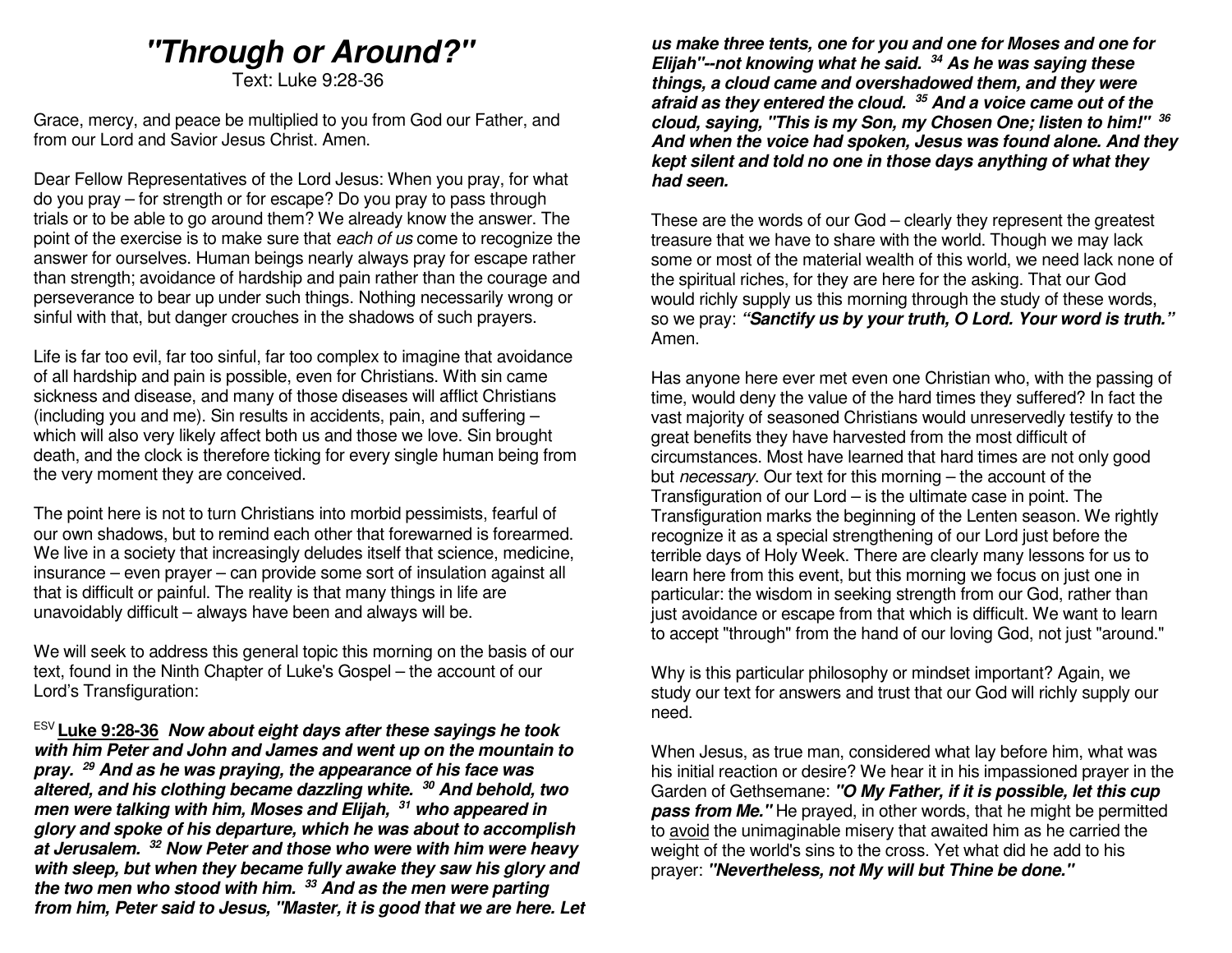# "Through or Around?"

Text: Luke 9:28-36

Grace, mercy, and peace be multiplied to you from God our Father, and from our Lord and Savior Jesus Christ. Amen.

Dear Fellow Representatives of the Lord Jesus: When you pray, for what do you pray – for strength or for escape? Do you pray to pass through trials or to be able to go around them? We already know the answer. The point of the exercise is to make sure that *each of us* come to recognize the answer for ourselves. Human beings nearly always pray for escape rather than strength; avoidance of hardship and pain rather than the courage and perseverance to bear up under such things. Nothing necessarily wrong or sinful with that, but danger crouches in the shadows of such prayers.

Life is far too evil, far too sinful, far too complex to imagine that avoidance of all hardship and pain is possible, even for Christians. With sin came sickness and disease, and many of those diseases will afflict Christians (including you and me). Sin results in accidents, pain, and suffering – which will also very likely affect both us and those we love. Sin brought death, and the clock is therefore ticking for every single human being from the very moment they are conceived.

The point here is not to turn Christians into morbid pessimists, fearful of our own shadows, but to remind each other that forewarned is forearmed. We live in a society that increasingly deludes itself that science, medicine, insurance – even prayer – can provide some sort of insulation against all that is difficult or painful. The reality is that many things in life are unavoidably difficult – always have been and always will be.

We will seek to address this general topic this morning on the basis of our text, found in the Ninth Chapter of Luke's Gospel – the account of our Lord's Transfiguration:

ESV **Luke 9:28-36** ***Now about eight days after these sayings he took with him Peter and John and James and went up on the mountain to pray. 29 And as he was praying, the appearance of his face was altered, and his clothing became dazzling white. 30 And behold, two men were talking with him, Moses and Elijah, 31 who appeared in glory and spoke of his departure, which he was about to accomplish at Jerusalem. 32 Now Peter and those who were with him were heavy with sleep, but when they became fully awake they saw his glory and the two men who stood with him. 33 And as the men were parting from him, Peter said to Jesus, "Master, it is good that we are here. Let us make three tents, one for you and one for Moses and one for Elijah"--not knowing what he said. 34 As he was saying these things, a cloud came and overshadowed them, and they were afraid as they entered the cloud. 35 And a voice came out of the cloud, saying, "This is my Son, my Chosen One; listen to him!" 36 And when the voice had spoken, Jesus was found alone. And they kept silent and told no one in those days anything of what they had seen.***

These are the words of our God – clearly they represent the greatest treasure that we have to share with the world. Though we may lack some or most of the material wealth of this world, we need lack none of the spiritual riches, for they are here for the asking. That our God would richly supply us this morning through the study of these words, so we pray: ***"Sanctify us by your truth, O Lord. Your word is truth."*** Amen.

Has anyone here ever met even one Christian who, with the passing of time, would deny the value of the hard times they suffered? In fact the vast majority of seasoned Christians would unreservedly testify to the great benefits they have harvested from the most difficult of circumstances. Most have learned that hard times are not only good but *necessary*. Our text for this morning – the account of the Transfiguration of our Lord – is the ultimate case in point. The Transfiguration marks the beginning of the Lenten season. We rightly recognize it as a special strengthening of our Lord just before the terrible days of Holy Week. There are clearly many lessons for us to learn here from this event, but this morning we focus on just one in particular: the wisdom in seeking strength from our God, rather than just avoidance or escape from that which is difficult. We want to learn to accept "through" from the hand of our loving God, not just "around."

Why is this particular philosophy or mindset important? Again, we study our text for answers and trust that our God will richly supply our need.

When Jesus, as true man, considered what lay before him, what was his initial reaction or desire? We hear it in his impassioned prayer in the Garden of Gethsemane: ***"O My Father, if it is possible, let this cup pass from Me."*** He prayed, in other words, that he might be permitted to avoid the unimaginable misery that awaited him as he carried the weight of the world's sins to the cross. Yet what did he add to his prayer: ***"Nevertheless, not My will but Thine be done."***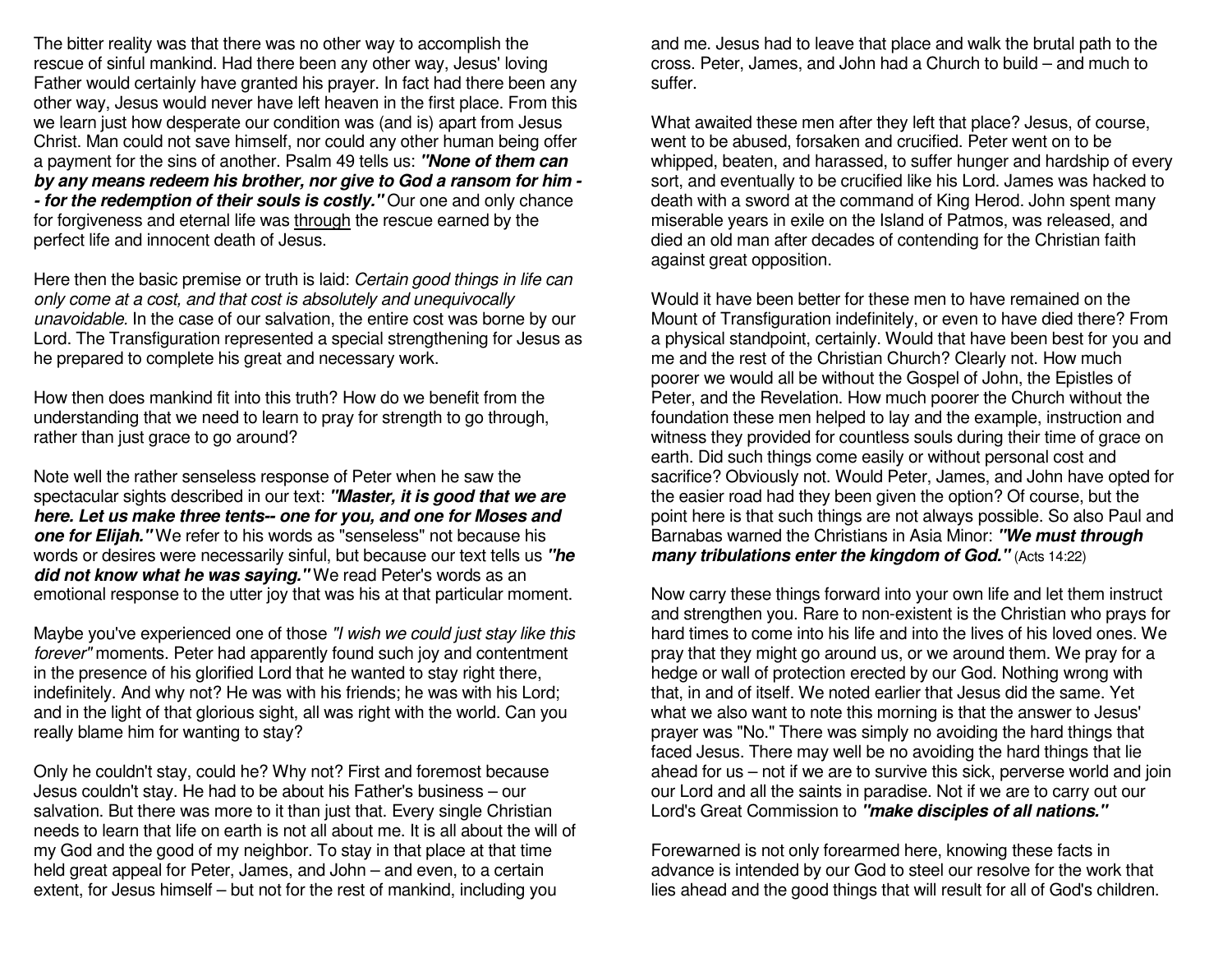The bitter reality was that there was no other way to accomplish the rescue of sinful mankind. Had there been any other way, Jesus' loving Father would certainly have granted his prayer. In fact had there been any other way, Jesus would never have left heaven in the first place. From this we learn just how desperate our condition was (and is) apart from Jesus Christ. Man could not save himself, nor could any other human being offer a payment for the sins of another. Psalm 49 tells us: ***"None of them can by any means redeem his brother, nor give to God a ransom for him -- for the redemption of their souls is costly."*** Our one and only chance for forgiveness and eternal life was <u>through</u> the rescue earned by the perfect life and innocent death of Jesus.

Here then the basic premise or truth is laid: *Certain good things in life can only come at a cost, and that cost is absolutely and unequivocally unavoidable.* In the case of our salvation, the entire cost was borne by our Lord. The Transfiguration represented a special strengthening for Jesus as he prepared to complete his great and necessary work.

How then does mankind fit into this truth? How do we benefit from the understanding that we need to learn to pray for strength to go through, rather than just grace to go around?

Note well the rather senseless response of Peter when he saw the spectacular sights described in our text: ***"Master, it is good that we are here. Let us make three tents-- one for you, and one for Moses and one for Elijah."*** We refer to his words as "senseless" not because his words or desires were necessarily sinful, but because our text tells us ***"he did not know what he was saying."*** We read Peter's words as an emotional response to the utter joy that was his at that particular moment.

Maybe you've experienced one of those *"I wish we could just stay like this forever"* moments. Peter had apparently found such joy and contentment in the presence of his glorified Lord that he wanted to stay right there, indefinitely. And why not? He was with his friends; he was with his Lord; and in the light of that glorious sight, all was right with the world. Can you really blame him for wanting to stay?

Only he couldn't stay, could he? Why not? First and foremost because Jesus couldn't stay. He had to be about his Father's business – our salvation. But there was more to it than just that. Every single Christian needs to learn that life on earth is not all about me. It is all about the will of my God and the good of my neighbor. To stay in that place at that time held great appeal for Peter, James, and John – and even, to a certain extent, for Jesus himself – but not for the rest of mankind, including you and me. Jesus had to leave that place and walk the brutal path to the cross. Peter, James, and John had a Church to build – and much to suffer.

What awaited these men after they left that place? Jesus, of course, went to be abused, forsaken and crucified. Peter went on to be whipped, beaten, and harassed, to suffer hunger and hardship of every sort, and eventually to be crucified like his Lord. James was hacked to death with a sword at the command of King Herod. John spent many miserable years in exile on the Island of Patmos, was released, and died an old man after decades of contending for the Christian faith against great opposition.

Would it have been better for these men to have remained on the Mount of Transfiguration indefinitely, or even to have died there? From a physical standpoint, certainly. Would that have been best for you and me and the rest of the Christian Church? Clearly not. How much poorer we would all be without the Gospel of John, the Epistles of Peter, and the Revelation. How much poorer the Church without the foundation these men helped to lay and the example, instruction and witness they provided for countless souls during their time of grace on earth. Did such things come easily or without personal cost and sacrifice? Obviously not. Would Peter, James, and John have opted for the easier road had they been given the option? Of course, but the point here is that such things are not always possible. So also Paul and Barnabas warned the Christians in Asia Minor: ***"We must through many tribulations enter the kingdom of God."*** (Acts 14:22)

Now carry these things forward into your own life and let them instruct and strengthen you. Rare to non-existent is the Christian who prays for hard times to come into his life and into the lives of his loved ones. We pray that they might go around us, or we around them. We pray for a hedge or wall of protection erected by our God. Nothing wrong with that, in and of itself. We noted earlier that Jesus did the same. Yet what we also want to note this morning is that the answer to Jesus' prayer was "No." There was simply no avoiding the hard things that faced Jesus. There may well be no avoiding the hard things that lie ahead for us – not if we are to survive this sick, perverse world and join our Lord and all the saints in paradise. Not if we are to carry out our Lord's Great Commission to ***"make disciples of all nations."***

Forewarned is not only forearmed here, knowing these facts in advance is intended by our God to steel our resolve for the work that lies ahead and the good things that will result for all of God's children.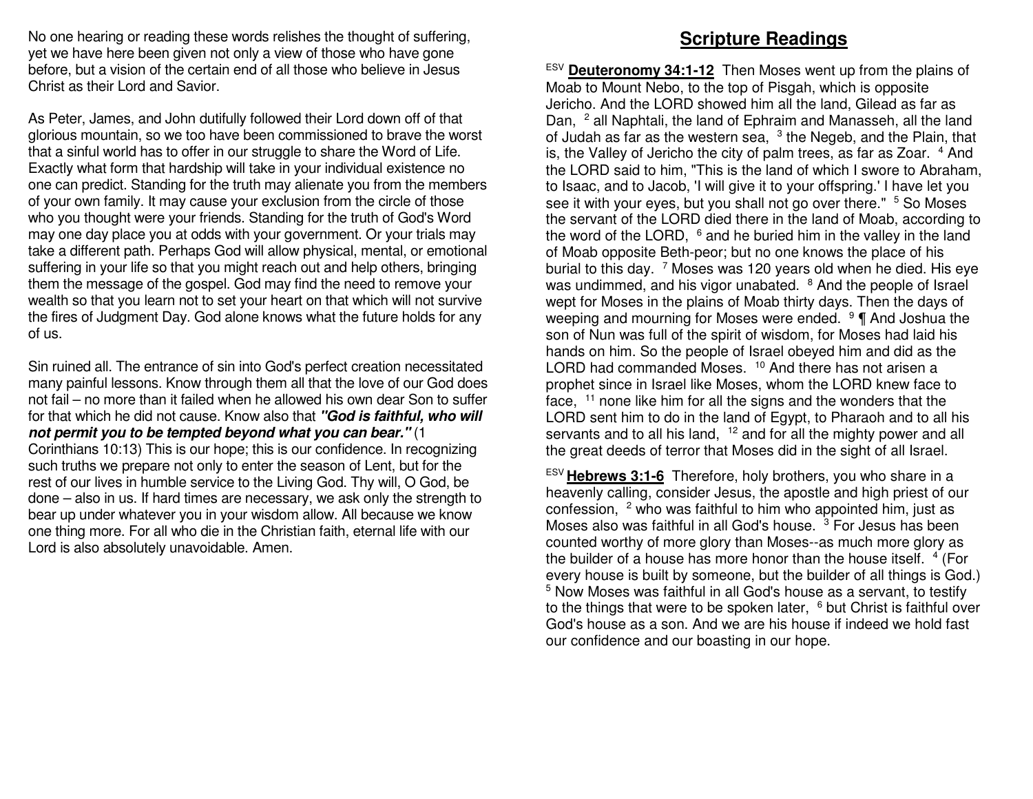No one hearing or reading these words relishes the thought of suffering, yet we have here been given not only a view of those who have gone before, but a vision of the certain end of all those who believe in Jesus Christ as their Lord and Savior.

As Peter, James, and John dutifully followed their Lord down off of that glorious mountain, so we too have been commissioned to brave the worst that a sinful world has to offer in our struggle to share the Word of Life. Exactly what form that hardship will take in your individual existence no one can predict. Standing for the truth may alienate you from the members of your own family. It may cause your exclusion from the circle of those who you thought were your friends. Standing for the truth of God's Word may one day place you at odds with your government. Or your trials may take a different path. Perhaps God will allow physical, mental, or emotional suffering in your life so that you might reach out and help others, bringing them the message of the gospel. God may find the need to remove your wealth so that you learn not to set your heart on that which will not survive the fires of Judgment Day. God alone knows what the future holds for any of us.

Sin ruined all. The entrance of sin into God's perfect creation necessitated many painful lessons. Know through them all that the love of our God does not fail – no more than it failed when he allowed his own dear Son to suffer for that which he did not cause. Know also that ***"God is faithful, who will not permit you to be tempted beyond what you can bear."*** (1 Corinthians 10:13) This is our hope; this is our confidence. In recognizing such truths we prepare not only to enter the season of Lent, but for the rest of our lives in humble service to the Living God. Thy will, O God, be done – also in us. If hard times are necessary, we ask only the strength to bear up under whatever you in your wisdom allow. All because we know one thing more. For all who die in the Christian faith, eternal life with our Lord is also absolutely unavoidable. Amen.

# Scripture Readings

ESV **Deuteronomy 34:1-12** Then Moses went up from the plains of Moab to Mount Nebo, to the top of Pisgah, which is opposite Jericho. And the LORD showed him all the land, Gilead as far as Dan, [2] all Naphtali, the land of Ephraim and Manasseh, all the land of Judah as far as the western sea, [3] the Negeb, and the Plain, that is, the Valley of Jericho the city of palm trees, as far as Zoar. [4] And the LORD said to him, "This is the land of which I swore to Abraham, to Isaac, and to Jacob, 'I will give it to your offspring.' I have let you see it with your eyes, but you shall not go over there." [5] So Moses the servant of the LORD died there in the land of Moab, according to the word of the LORD, [6] and he buried him in the valley in the land of Moab opposite Beth-peor; but no one knows the place of his burial to this day. [7] Moses was 120 years old when he died. His eye was undimmed, and his vigor unabated. [8] And the people of Israel wept for Moses in the plains of Moab thirty days. Then the days of weeping and mourning for Moses were ended. [9] ¶ And Joshua the son of Nun was full of the spirit of wisdom, for Moses had laid his hands on him. So the people of Israel obeyed him and did as the LORD had commanded Moses. [10] And there has not arisen a prophet since in Israel like Moses, whom the LORD knew face to face, [11] none like him for all the signs and the wonders that the LORD sent him to do in the land of Egypt, to Pharaoh and to all his servants and to all his land, [12] and for all the mighty power and all the great deeds of terror that Moses did in the sight of all Israel.

ESV **Hebrews 3:1-6** Therefore, holy brothers, you who share in a heavenly calling, consider Jesus, the apostle and high priest of our confession, [2] who was faithful to him who appointed him, just as Moses also was faithful in all God's house. [3] For Jesus has been counted worthy of more glory than Moses--as much more glory as the builder of a house has more honor than the house itself. [4] (For every house is built by someone, but the builder of all things is God.) [5] Now Moses was faithful in all God's house as a servant, to testify to the things that were to be spoken later, [6] but Christ is faithful over God's house as a son. And we are his house if indeed we hold fast our confidence and our boasting in our hope.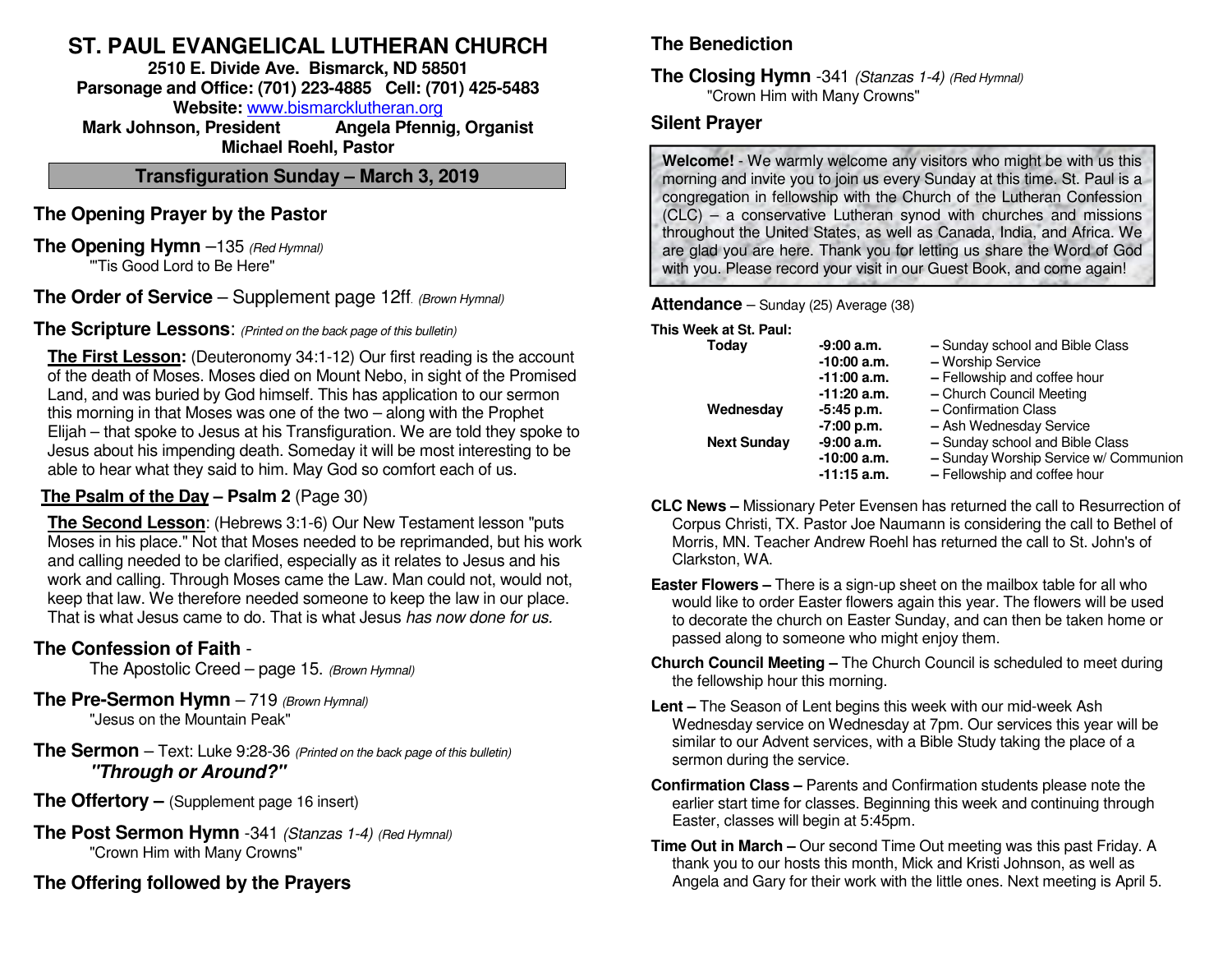# ST. PAUL EVANGELICAL LUTHERAN CHURCH

**2510 E. Divide Ave. Bismarck, ND 58501**
**Parsonage and Office: (701) 223-4885 Cell: (701) 425-5483**
**Website:** www.bismarcklutheran.org
**Mark Johnson, President Angela Pfennig, Organist**
**Michael Roehl, Pastor**

**Transfiguration Sunday – March 3, 2019**

## The Opening Prayer by the Pastor

## The Opening Hymn –135 *(Red Hymnal)*

"'Tis Good Lord to Be Here"

## The Order of Service – Supplement page 12ff. *(Brown Hymnal)*

## The Scripture Lessons: *(Printed on the back page of this bulletin)*

**The First Lesson:** (Deuteronomy 34:1-12) Our first reading is the account of the death of Moses. Moses died on Mount Nebo, in sight of the Promised Land, and was buried by God himself. This has application to our sermon this morning in that Moses was one of the two – along with the Prophet Elijah – that spoke to Jesus at his Transfiguration. We are told they spoke to Jesus about his impending death. Someday it will be most interesting to be able to hear what they said to him. May God so comfort each of us.

**The Psalm of the Day – Psalm 2** (Page 30)

**The Second Lesson**: (Hebrews 3:1-6) Our New Testament lesson "puts Moses in his place." Not that Moses needed to be reprimanded, but his work and calling needed to be clarified, especially as it relates to Jesus and his work and calling. Through Moses came the Law. Man could not, would not, keep that law. We therefore needed someone to keep the law in our place. That is what Jesus came to do. That is what Jesus *has now done for us.*

## The Confession of Faith -

The Apostolic Creed – page 15. *(Brown Hymnal)*

## The Pre-Sermon Hymn – 719 *(Brown Hymnal)*

"Jesus on the Mountain Peak"

## The Sermon – Text: Luke 9:28-36 *(Printed on the back page of this bulletin)*

***"Through or Around?"***

## The Offertory – (Supplement page 16 insert)

## The Post Sermon Hymn -341 *(Stanzas 1-4) (Red Hymnal)*

"Crown Him with Many Crowns"

## The Offering followed by the Prayers

## The Benediction

## The Closing Hymn -341 *(Stanzas 1-4) (Red Hymnal)*

"Crown Him with Many Crowns"

## Silent Prayer

**Welcome!** - We warmly welcome any visitors who might be with us this morning and invite you to join us every Sunday at this time. St. Paul is a congregation in fellowship with the Church of the Lutheran Confession (CLC) – a conservative Lutheran synod with churches and missions throughout the United States, as well as Canada, India, and Africa. We are glad you are here. Thank you for letting us share the Word of God with you. Please record your visit in our Guest Book, and come again!

**Attendance** – Sunday (25) Average (38)

**This Week at St. Paul:**

| | | |
|---|---|---|
| **Today** | **-9:00 a.m.** | – Sunday school and Bible Class |
| | **-10:00 a.m.** | – Worship Service |
| | **-11:00 a.m.** | – Fellowship and coffee hour |
| | **-11:20 a.m.** | – Church Council Meeting |
| **Wednesday** | **-5:45 p.m.** | – Confirmation Class |
| | **-7:00 p.m.** | – Ash Wednesday Service |
| **Next Sunday** | **-9:00 a.m.** | – Sunday school and Bible Class |
| | **-10:00 a.m.** | – Sunday Worship Service w/ Communion |
| | **-11:15 a.m.** | – Fellowship and coffee hour |

**CLC News –** Missionary Peter Evensen has returned the call to Resurrection of Corpus Christi, TX. Pastor Joe Naumann is considering the call to Bethel of Morris, MN. Teacher Andrew Roehl has returned the call to St. John's of Clarkston, WA.

**Easter Flowers –** There is a sign-up sheet on the mailbox table for all who would like to order Easter flowers again this year. The flowers will be used to decorate the church on Easter Sunday, and can then be taken home or passed along to someone who might enjoy them.

**Church Council Meeting –** The Church Council is scheduled to meet during the fellowship hour this morning.

**Lent –** The Season of Lent begins this week with our mid-week Ash Wednesday service on Wednesday at 7pm. Our services this year will be similar to our Advent services, with a Bible Study taking the place of a sermon during the service.

**Confirmation Class –** Parents and Confirmation students please note the earlier start time for classes. Beginning this week and continuing through Easter, classes will begin at 5:45pm.

**Time Out in March –** Our second Time Out meeting was this past Friday. A thank you to our hosts this month, Mick and Kristi Johnson, as well as Angela and Gary for their work with the little ones. Next meeting is April 5.